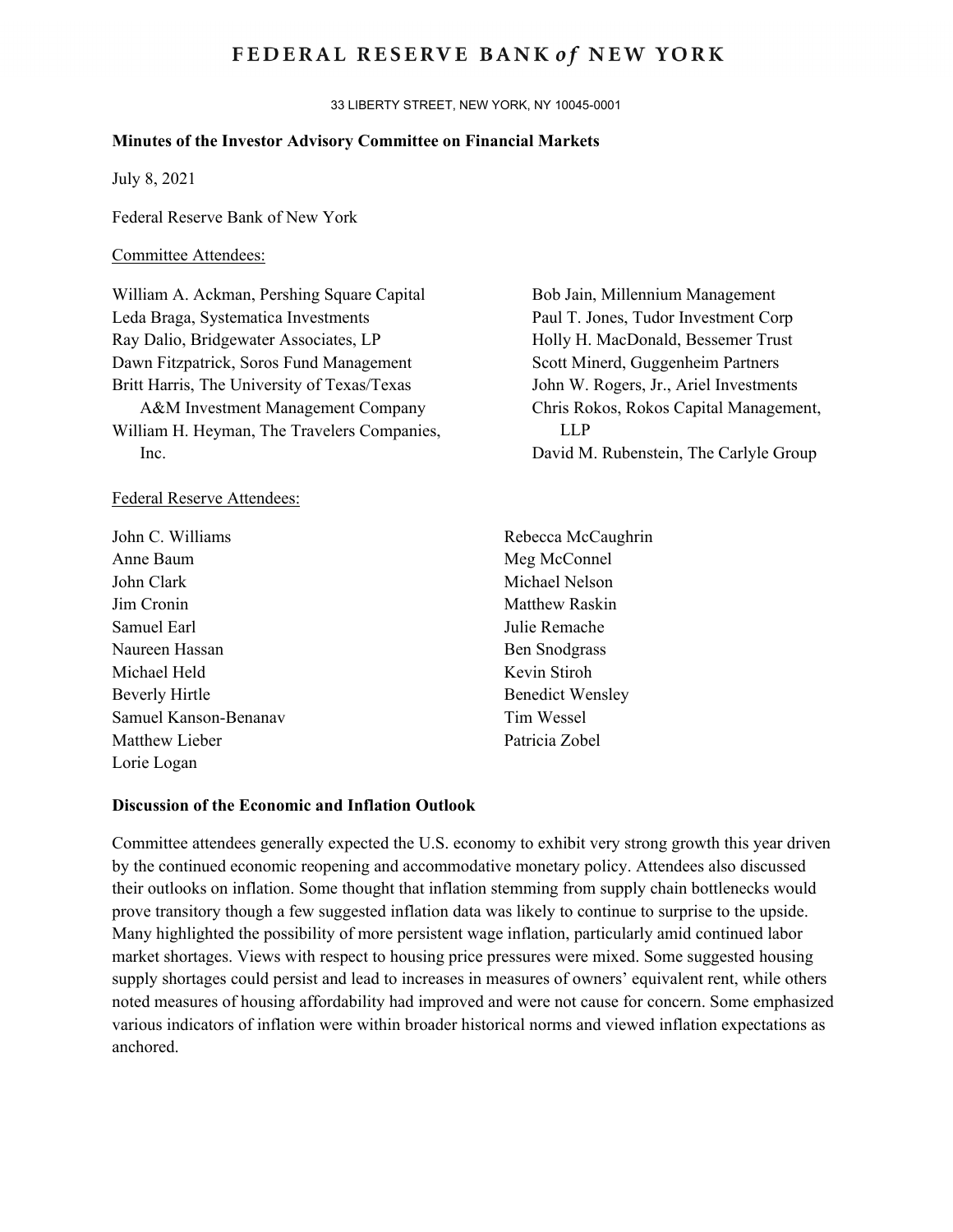# FEDERAL RESERVE BANK *of* NEW YORK

33 LIBERTY STREET, NEW YORK, NY 10045-0001

**Minutes of the Investor Advisory Committee on Financial Markets**

July 8, 2021

Federal Reserve Bank of New York

Committee Attendees:

William A. Ackman, Pershing Square Capital
Leda Braga, Systematica Investments
Ray Dalio, Bridgewater Associates, LP
Dawn Fitzpatrick, Soros Fund Management
Britt Harris, The University of Texas/Texas A&M Investment Management Company
William H. Heyman, The Travelers Companies, Inc.
Bob Jain, Millennium Management
Paul T. Jones, Tudor Investment Corp
Holly H. MacDonald, Bessemer Trust
Scott Minerd, Guggenheim Partners
John W. Rogers, Jr., Ariel Investments
Chris Rokos, Rokos Capital Management, LLP
David M. Rubenstein, The Carlyle Group

Federal Reserve Attendees:

John C. Williams
Anne Baum
John Clark
Jim Cronin
Samuel Earl
Naureen Hassan
Michael Held
Beverly Hirtle
Samuel Kanson-Benanav
Matthew Lieber
Lorie Logan
Rebecca McCaughrin
Meg McConnel
Michael Nelson
Matthew Raskin
Julie Remache
Ben Snodgrass
Kevin Stiroh
Benedict Wensley
Tim Wessel
Patricia Zobel

**Discussion of the Economic and Inflation Outlook**

Committee attendees generally expected the U.S. economy to exhibit very strong growth this year driven by the continued economic reopening and accommodative monetary policy. Attendees also discussed their outlooks on inflation. Some thought that inflation stemming from supply chain bottlenecks would prove transitory though a few suggested inflation data was likely to continue to surprise to the upside. Many highlighted the possibility of more persistent wage inflation, particularly amid continued labor market shortages. Views with respect to housing price pressures were mixed. Some suggested housing supply shortages could persist and lead to increases in measures of owners' equivalent rent, while others noted measures of housing affordability had improved and were not cause for concern. Some emphasized various indicators of inflation were within broader historical norms and viewed inflation expectations as anchored.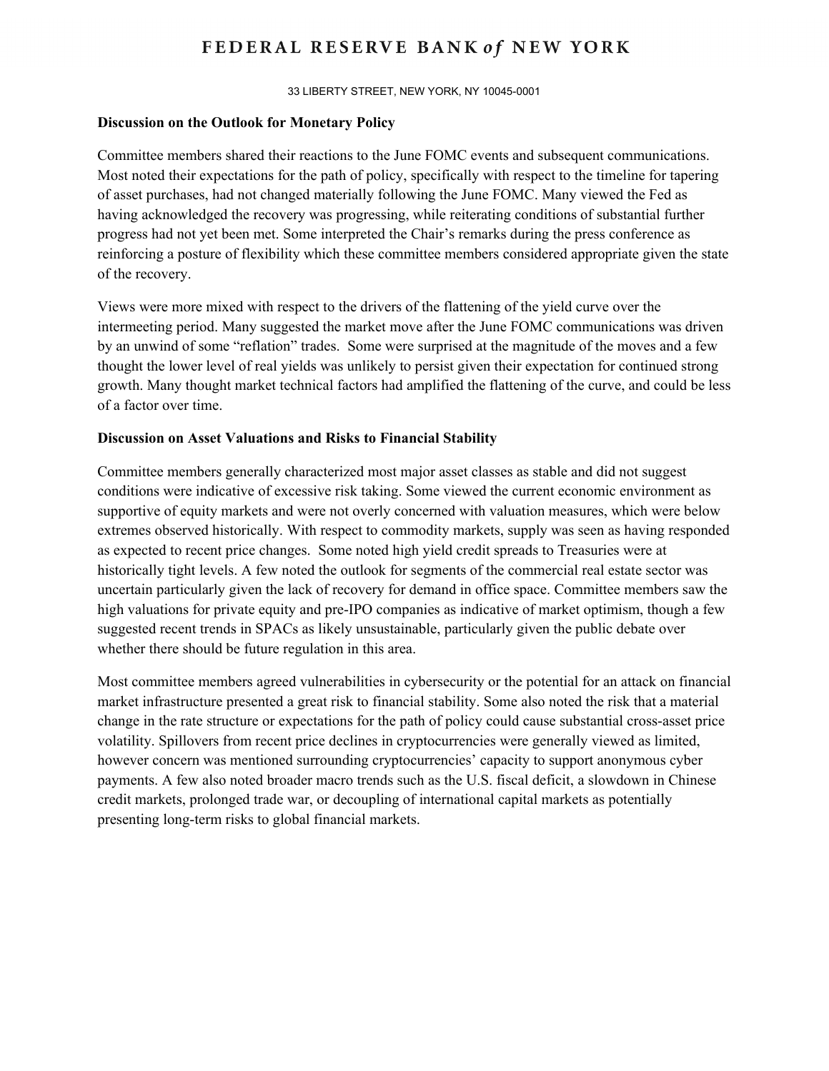**Discussion on the Outlook for Monetary Policy**

Committee members shared their reactions to the June FOMC events and subsequent communications. Most noted their expectations for the path of policy, specifically with respect to the timeline for tapering of asset purchases, had not changed materially following the June FOMC. Many viewed the Fed as having acknowledged the recovery was progressing, while reiterating conditions of substantial further progress had not yet been met. Some interpreted the Chair's remarks during the press conference as reinforcing a posture of flexibility which these committee members considered appropriate given the state of the recovery.

Views were more mixed with respect to the drivers of the flattening of the yield curve over the intermeeting period. Many suggested the market move after the June FOMC communications was driven by an unwind of some "reflation" trades. Some were surprised at the magnitude of the moves and a few thought the lower level of real yields was unlikely to persist given their expectation for continued strong growth. Many thought market technical factors had amplified the flattening of the curve, and could be less of a factor over time.

**Discussion on Asset Valuations and Risks to Financial Stability**

Committee members generally characterized most major asset classes as stable and did not suggest conditions were indicative of excessive risk taking. Some viewed the current economic environment as supportive of equity markets and were not overly concerned with valuation measures, which were below extremes observed historically. With respect to commodity markets, supply was seen as having responded as expected to recent price changes. Some noted high yield credit spreads to Treasuries were at historically tight levels. A few noted the outlook for segments of the commercial real estate sector was uncertain particularly given the lack of recovery for demand in office space. Committee members saw the high valuations for private equity and pre-IPO companies as indicative of market optimism, though a few suggested recent trends in SPACs as likely unsustainable, particularly given the public debate over whether there should be future regulation in this area.

Most committee members agreed vulnerabilities in cybersecurity or the potential for an attack on financial market infrastructure presented a great risk to financial stability. Some also noted the risk that a material change in the rate structure or expectations for the path of policy could cause substantial cross-asset price volatility. Spillovers from recent price declines in cryptocurrencies were generally viewed as limited, however concern was mentioned surrounding cryptocurrencies' capacity to support anonymous cyber payments. A few also noted broader macro trends such as the U.S. fiscal deficit, a slowdown in Chinese credit markets, prolonged trade war, or decoupling of international capital markets as potentially presenting long-term risks to global financial markets.